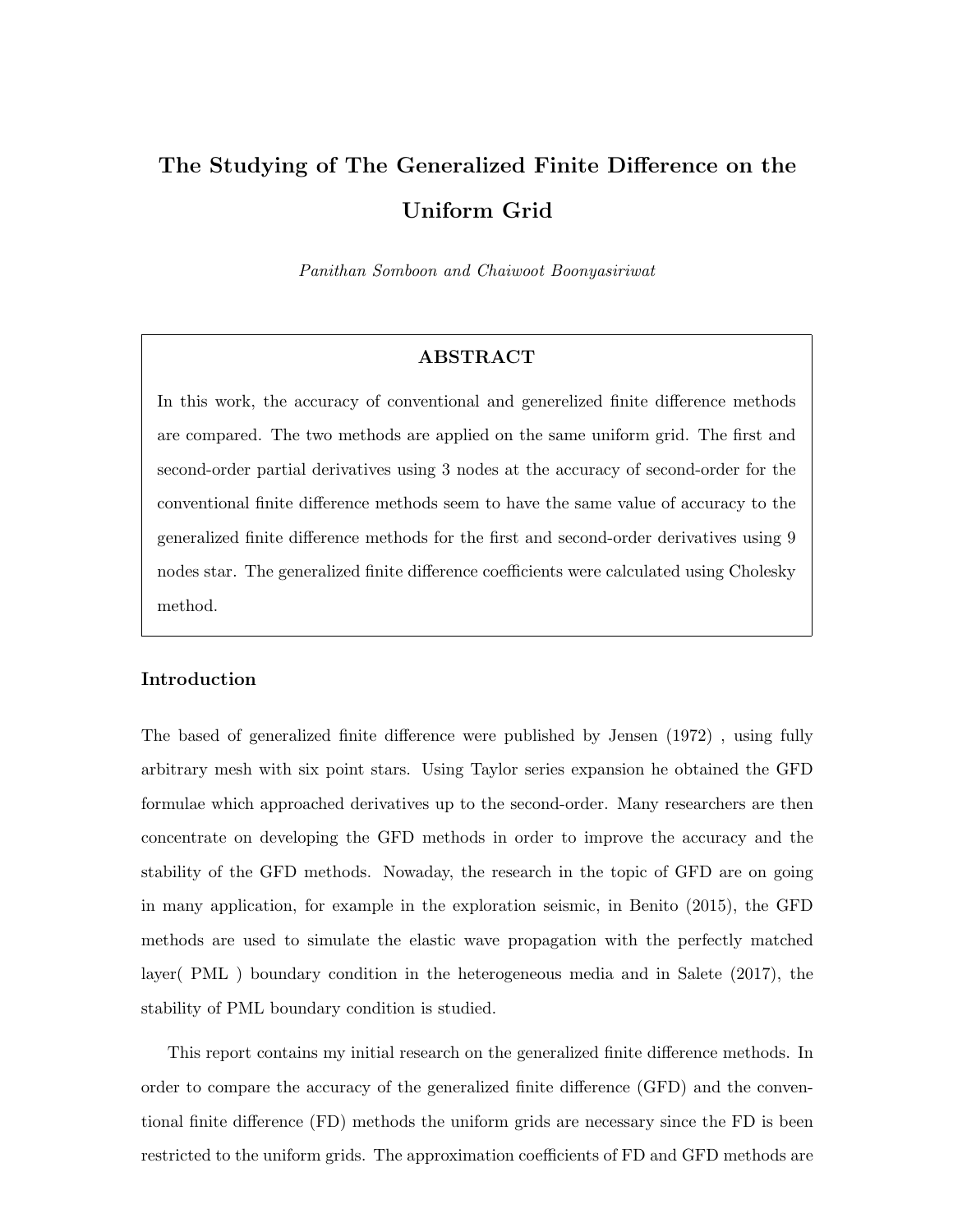# The Studying of The Generalized Finite Difference on the Uniform Grid

*Panithan Somboon and Chaiwoot Boonyasiriwat*

## ABSTRACT

In this work, the accuracy of conventional and generelized finite difference methods are compared. The two methods are applied on the same uniform grid. The first and second-order partial derivatives using 3 nodes at the accuracy of second-order for the conventional finite difference methods seem to have the same value of accuracy to the generalized finite difference methods for the first and second-order derivatives using 9 nodes star. The generalized finite difference coefficients were calculated using Cholesky method.

## Introduction

The based of generalized finite difference were published by Jensen (1972) , using fully arbitrary mesh with six point stars. Using Taylor series expansion he obtained the GFD formulae which approached derivatives up to the second-order. Many researchers are then concentrate on developing the GFD methods in order to improve the accuracy and the stability of the GFD methods. Nowaday, the research in the topic of GFD are on going in many application, for example in the exploration seismic, in Benito (2015), the GFD methods are used to simulate the elastic wave propagation with the perfectly matched layer( PML ) boundary condition in the heterogeneous media and in Salete (2017), the stability of PML boundary condition is studied.

This report contains my initial research on the generalized finite difference methods. In order to compare the accuracy of the generalized finite difference (GFD) and the conventional finite difference (FD) methods the uniform grids are necessary since the FD is been restricted to the uniform grids. The approximation coefficients of FD and GFD methods are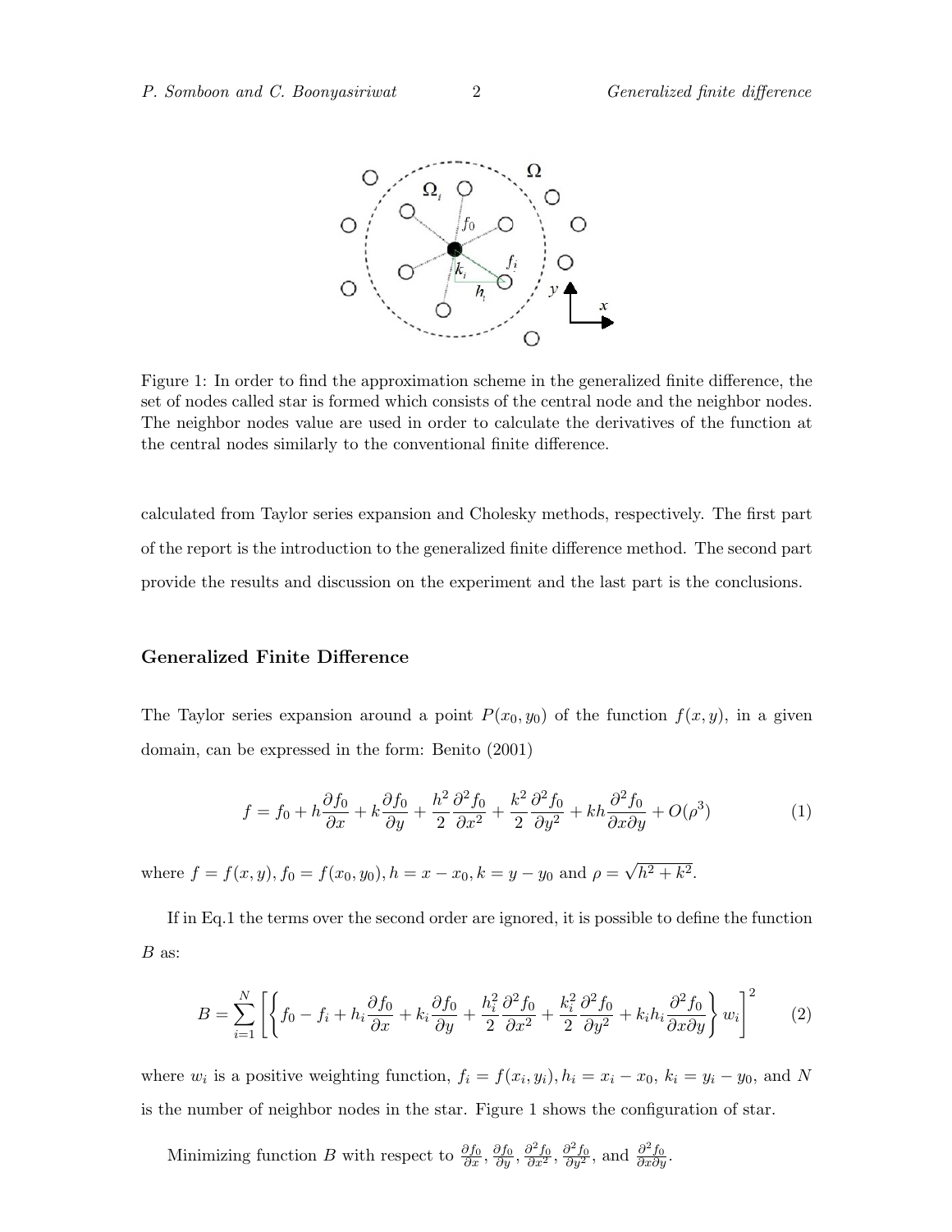Figure 1: In order to find the approximation scheme in the generalized finite difference, the set of nodes called star is formed which consists of the central node and the neighbor nodes. The neighbor nodes value are used in order to calculate the derivatives of the function at the central nodes similarly to the conventional finite difference.

calculated from Taylor series expansion and Cholesky methods, respectively. The first part of the report is the introduction to the generalized finite difference method. The second part provide the results and discussion on the experiment and the last part is the conclusions.

## Generalized Finite Difference

The Taylor series expansion around a point $P(x_0, y_0)$ of the function $f(x, y)$, in a given domain, can be expressed in the form: Benito (2001)

$$f = f_0 + h\frac{\partial f_0}{\partial x} + k\frac{\partial f_0}{\partial y} + \frac{h^2}{2}\frac{\partial^2 f_0}{\partial x^2} + \frac{k^2}{2}\frac{\partial^2 f_0}{\partial y^2} + kh\frac{\partial^2 f_0}{\partial x \partial y} + O(\rho^3) \tag{1}$$

where $f = f(x, y), f_0 = f(x_0, y_0), h = x - x_0, k = y - y_0$ and $\rho = \sqrt{h^2 + k^2}$.

If in Eq.1 the terms over the second order are ignored, it is possible to define the function $B$ as:

$$B = \sum_{i=1}^{N} \left[ \left\{ f_0 - f_i + h_i\frac{\partial f_0}{\partial x} + k_i\frac{\partial f_0}{\partial y} + \frac{h_i^2}{2}\frac{\partial^2 f_0}{\partial x^2} + \frac{k_i^2}{2}\frac{\partial^2 f_0}{\partial y^2} + k_i h_i\frac{\partial^2 f_0}{\partial x \partial y} \right\} w_i \right]^2 \tag{2}$$

where $w_i$ is a positive weighting function, $f_i = f(x_i, y_i), h_i = x_i - x_0$, $k_i = y_i - y_0$, and $N$ is the number of neighbor nodes in the star. Figure 1 shows the configuration of star.

Minimizing function $B$ with respect to $\frac{\partial f_0}{\partial x}, \frac{\partial f_0}{\partial y}, \frac{\partial^2 f_0}{\partial x^2}, \frac{\partial^2 f_0}{\partial y^2}$, and $\frac{\partial^2 f_0}{\partial x \partial y}$.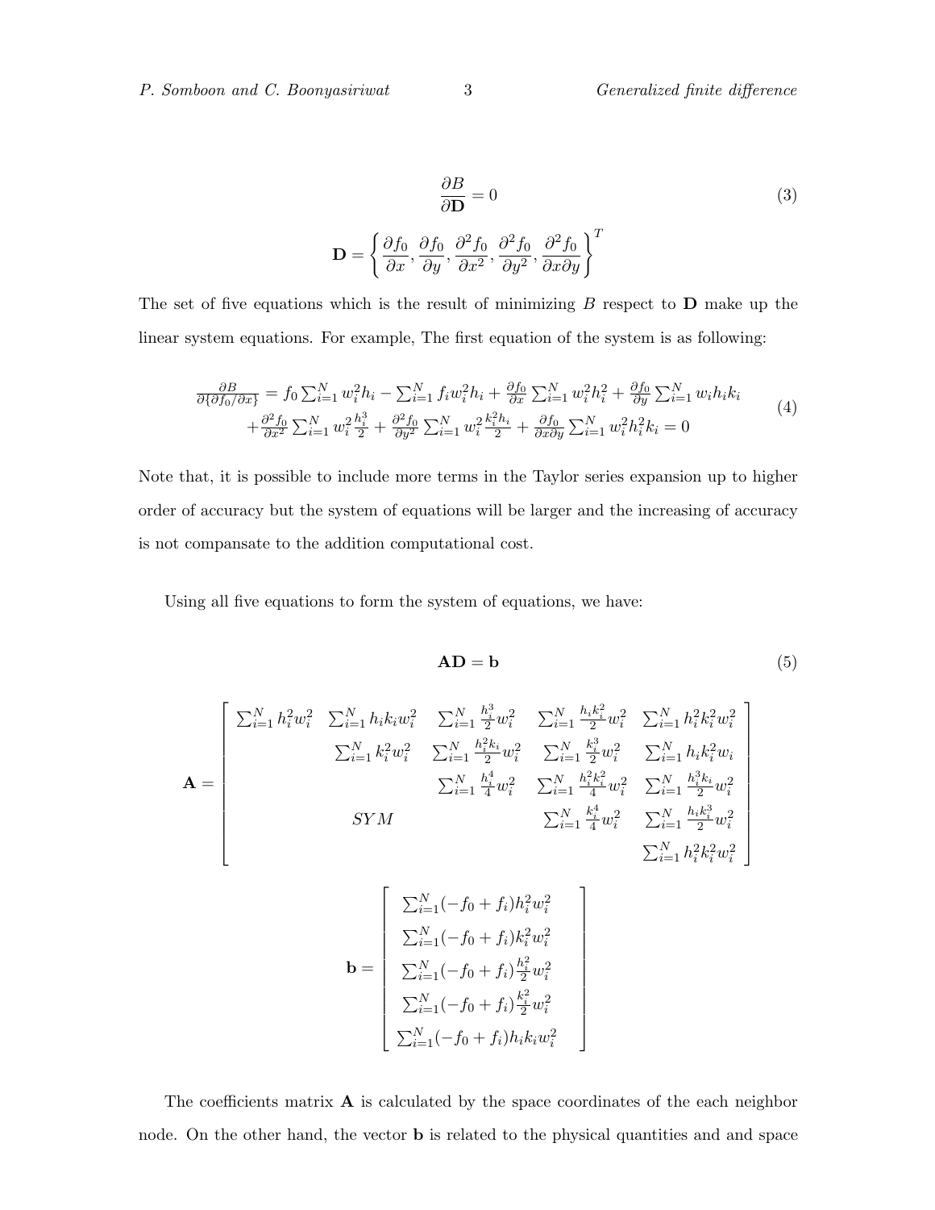$$\frac{\partial B}{\partial \mathbf{D}} = 0 \tag{3}$$

$$\mathbf{D} = \left\{ \frac{\partial f_0}{\partial x}, \frac{\partial f_0}{\partial y}, \frac{\partial^2 f_0}{\partial x^2}, \frac{\partial^2 f_0}{\partial y^2}, \frac{\partial^2 f_0}{\partial x \partial y} \right\}^T$$

The set of five equations which is the result of minimizing $B$ respect to $\mathbf{D}$ make up the linear system equations. For example, The first equation of the system is as following:

$$\begin{aligned} \frac{\partial B}{\partial\{\partial f_0/\partial x\}} &= f_0 \sum_{i=1}^N w_i^2 h_i - \sum_{i=1}^N f_i w_i^2 h_i + \frac{\partial f_0}{\partial x} \sum_{i=1}^N w_i^2 h_i^2 + \frac{\partial f_0}{\partial y} \sum_{i=1}^N w_i h_i k_i \\ &+ \frac{\partial^2 f_0}{\partial x^2} \sum_{i=1}^N w_i^2 \frac{h_i^3}{2} + \frac{\partial^2 f_0}{\partial y^2} \sum_{i=1}^N w_i^2 \frac{k_i^2 h_i}{2} + \frac{\partial f_0}{\partial x \partial y} \sum_{i=1}^N w_i^2 h_i^2 k_i = 0 \end{aligned} \tag{4}$$

Note that, it is possible to include more terms in the Taylor series expansion up to higher order of accuracy but the system of equations will be larger and the increasing of accuracy is not compansate to the addition computational cost.

Using all five equations to form the system of equations, we have:

$$\mathbf{A}\mathbf{D} = \mathbf{b} \tag{5}$$

$$\mathbf{A} = \begin{bmatrix} \sum_{i=1}^N h_i^2 w_i^2 & \sum_{i=1}^N h_i k_i w_i^2 & \sum_{i=1}^N \frac{h_i^3}{2} w_i^2 & \sum_{i=1}^N \frac{h_i k_i^2}{2} w_i^2 & \sum_{i=1}^N h_i^2 k_i^2 w_i^2 \\ & \sum_{i=1}^N k_i^2 w_i^2 & \sum_{i=1}^N \frac{h_i^2 k_i}{2} w_i^2 & \sum_{i=1}^N \frac{k_i^3}{2} w_i^2 & \sum_{i=1}^N h_i k_i^2 w_i \\ & & \sum_{i=1}^N \frac{h_i^4}{4} w_i^2 & \sum_{i=1}^N \frac{h_i^2 k_i^2}{4} w_i^2 & \sum_{i=1}^N \frac{h_i^3 k_i}{2} w_i^2 \\ & SYM & & \sum_{i=1}^N \frac{k_i^4}{4} w_i^2 & \sum_{i=1}^N \frac{h_i k_i^3}{2} w_i^2 \\ & & & & \sum_{i=1}^N h_i^2 k_i^2 w_i^2 \end{bmatrix}$$

$$\mathbf{b} = \begin{bmatrix} \sum_{i=1}^N (-f_0 + f_i) h_i^2 w_i^2 \\ \sum_{i=1}^N (-f_0 + f_i) k_i^2 w_i^2 \\ \sum_{i=1}^N (-f_0 + f_i) \frac{h_i^2}{2} w_i^2 \\ \sum_{i=1}^N (-f_0 + f_i) \frac{k_i^2}{2} w_i^2 \\ \sum_{i=1}^N (-f_0 + f_i) h_i k_i w_i^2 \end{bmatrix}$$

The coefficients matrix $\mathbf{A}$ is calculated by the space coordinates of the each neighbor node. On the other hand, the vector $\mathbf{b}$ is related to the physical quantities and and space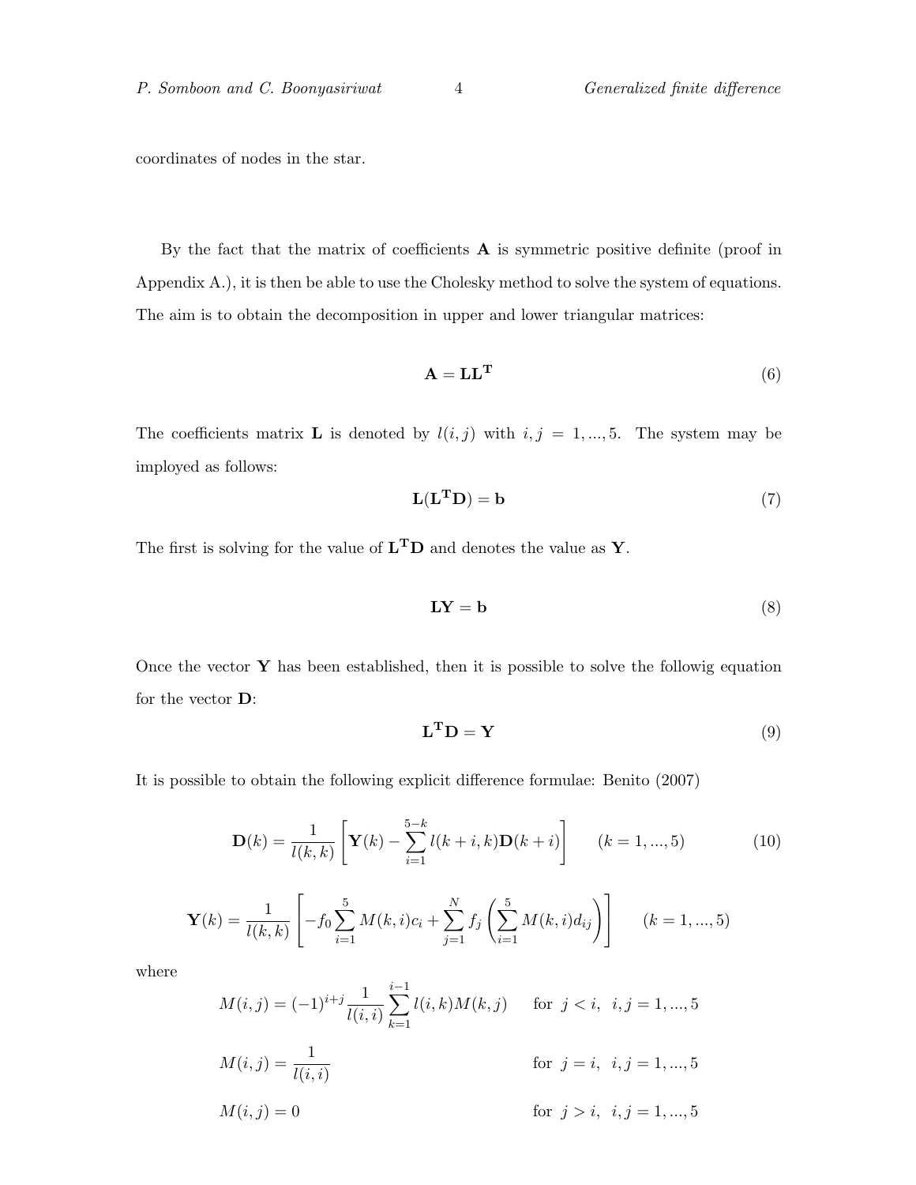coordinates of nodes in the star.

By the fact that the matrix of coefficients $\mathbf{A}$ is symmetric positive definite (proof in Appendix A.), it is then be able to use the Cholesky method to solve the system of equations. The aim is to obtain the decomposition in upper and lower triangular matrices:

$$\mathbf{A} = \mathbf{L}\mathbf{L}^{\mathbf{T}} \tag{6}$$

The coefficients matrix $\mathbf{L}$ is denoted by $l(i,j)$ with $i,j = 1,...,5$. The system may be imployed as follows:

$$\mathbf{L}(\mathbf{L}^{\mathbf{T}}\mathbf{D}) = \mathbf{b} \tag{7}$$

The first is solving for the value of $\mathbf{L}^{\mathbf{T}}\mathbf{D}$ and denotes the value as $\mathbf{Y}$.

$$\mathbf{L}\mathbf{Y} = \mathbf{b} \tag{8}$$

Once the vector $\mathbf{Y}$ has been established, then it is possible to solve the followig equation for the vector $\mathbf{D}$:

$$\mathbf{L}^{\mathbf{T}}\mathbf{D} = \mathbf{Y} \tag{9}$$

It is possible to obtain the following explicit difference formulae: Benito (2007)

$$\mathbf{D}(k) = \frac{1}{l(k,k)}\left[\mathbf{Y}(k) - \sum_{i=1}^{5-k} l(k+i,k)\mathbf{D}(k+i)\right] \qquad (k = 1,...,5) \tag{10}$$

$$\mathbf{Y}(k) = \frac{1}{l(k,k)}\left[-f_0\sum_{i=1}^{5} M(k,i)c_i + \sum_{j=1}^{N} f_j\left(\sum_{i=1}^{5} M(k,i)d_{ij}\right)\right] \qquad (k = 1,...,5)$$

where

$$M(i,j) = (-1)^{i+j}\frac{1}{l(i,i)}\sum_{k=1}^{i-1} l(i,k)M(k,j) \qquad \text{for } j < i, \ \ i,j = 1,...,5$$

$$M(i,j) = \frac{1}{l(i,i)} \qquad \text{for } j = i, \ \ i,j = 1,...,5$$

$$M(i,j) = 0 \qquad \text{for } j > i, \ \ i,j = 1,...,5$$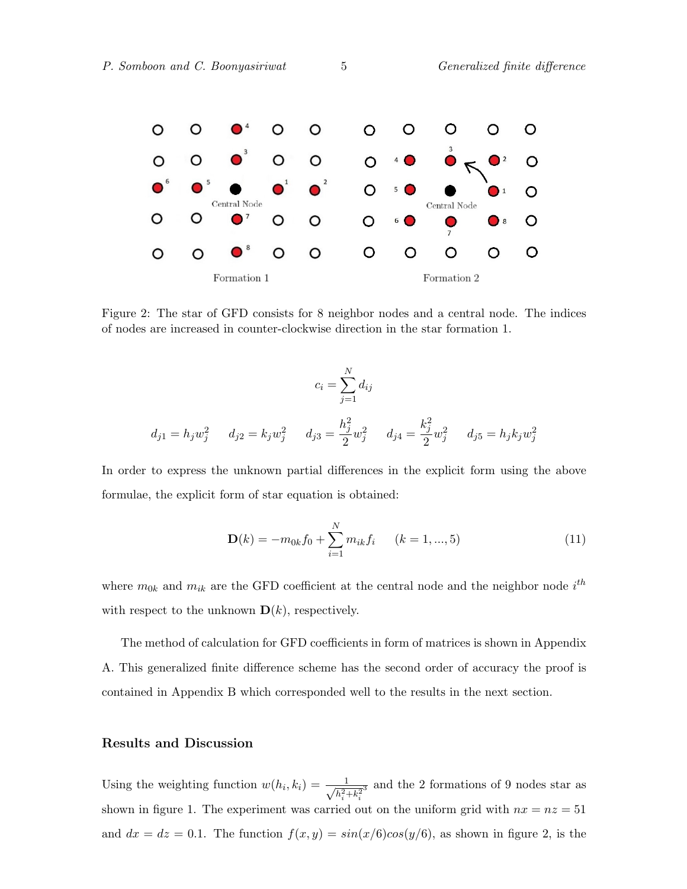Formation 1

Formation 2

Figure 2: The star of GFD consists for 8 neighbor nodes and a central node. The indices of nodes are increased in counter-clockwise direction in the star formation 1.

$$c_i = \sum_{j=1}^{N} d_{ij}$$

$$d_{j1} = h_j w_j^2 \qquad d_{j2} = k_j w_j^2 \qquad d_{j3} = \frac{h_j^2}{2} w_j^2 \qquad d_{j4} = \frac{k_j^2}{2} w_j^2 \qquad d_{j5} = h_j k_j w_j^2$$

In order to express the unknown partial differences in the explicit form using the above formulae, the explicit form of star equation is obtained:

$$\mathbf{D}(k) = -m_{0k} f_0 + \sum_{i=1}^{N} m_{ik} f_i \qquad (k = 1, ..., 5) \tag{11}$$

where $m_{0k}$ and $m_{ik}$ are the GFD coefficient at the central node and the neighbor node $i^{th}$ with respect to the unknown $\mathbf{D}(k)$, respectively.

The method of calculation for GFD coefficients in form of matrices is shown in Appendix A. This generalized finite difference scheme has the second order of accuracy the proof is contained in Appendix B which corresponded well to the results in the next section.

## Results and Discussion

Using the weighting function $w(h_i, k_i) = \frac{1}{\sqrt{h_i^2 + k_i^2}^3}$ and the 2 formations of 9 nodes star as shown in figure 1. The experiment was carried out on the uniform grid with $nx = nz = 51$ and $dx = dz = 0.1$. The function $f(x, y) = sin(x/6)cos(y/6)$, as shown in figure 2, is the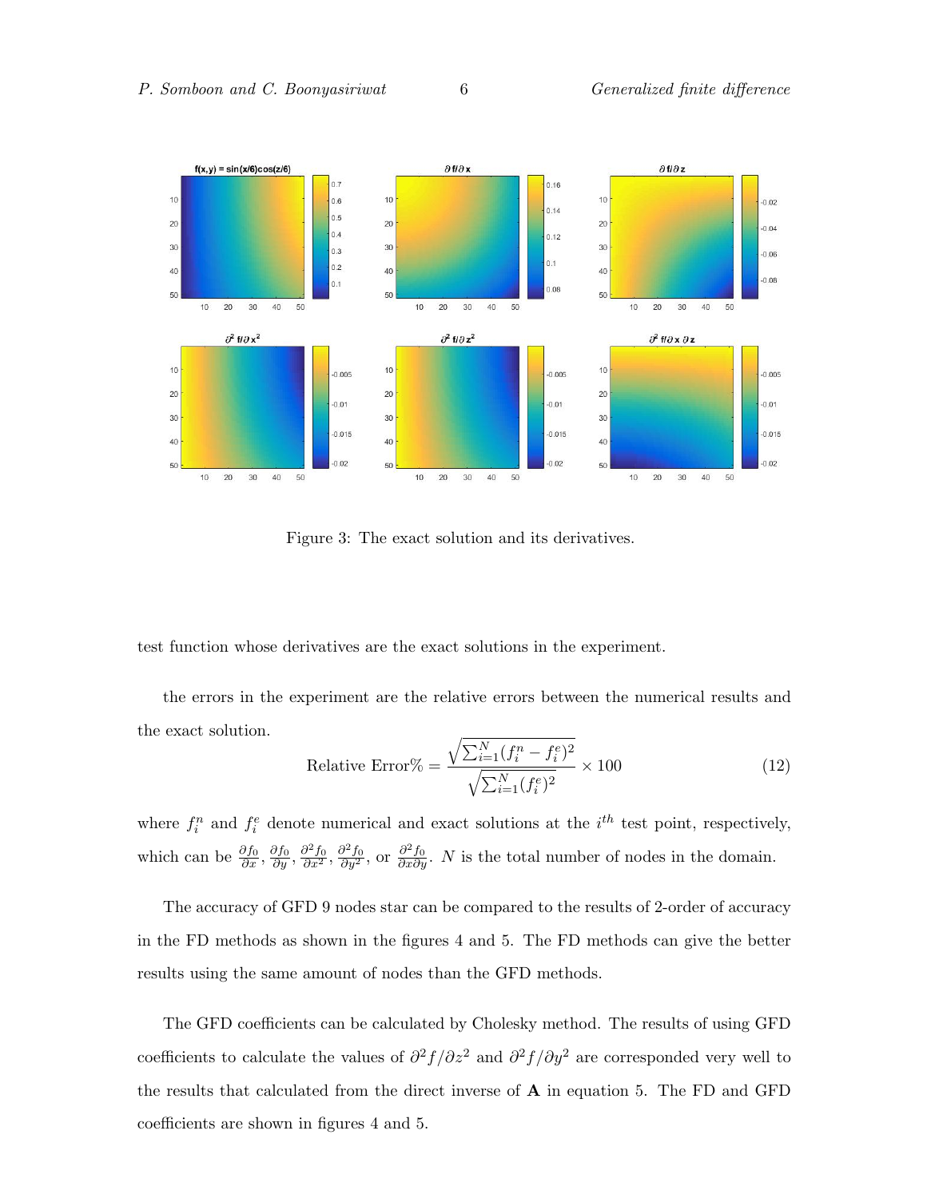Figure 3: The exact solution and its derivatives.

test function whose derivatives are the exact solutions in the experiment.

the errors in the experiment are the relative errors between the numerical results and the exact solution.

$$\text{Relative Error\%} = \frac{\sqrt{\sum_{i=1}^{N}(f_i^n - f_i^e)^2}}{\sqrt{\sum_{i=1}^{N}(f_i^e)^2}} \times 100 \tag{12}$$

where $f_i^n$ and $f_i^e$ denote numerical and exact solutions at the $i^{th}$ test point, respectively, which can be $\frac{\partial f_0}{\partial x}$, $\frac{\partial f_0}{\partial y}$, $\frac{\partial^2 f_0}{\partial x^2}$, $\frac{\partial^2 f_0}{\partial y^2}$, or $\frac{\partial^2 f_0}{\partial x \partial y}$. $N$ is the total number of nodes in the domain.

The accuracy of GFD 9 nodes star can be compared to the results of 2-order of accuracy in the FD methods as shown in the figures 4 and 5. The FD methods can give the better results using the same amount of nodes than the GFD methods.

The GFD coefficients can be calculated by Cholesky method. The results of using GFD coefficients to calculate the values of $\partial^2 f / \partial z^2$ and $\partial^2 f / \partial y^2$ are corresponded very well to the results that calculated from the direct inverse of $\mathbf{A}$ in equation 5. The FD and GFD coefficients are shown in figures 4 and 5.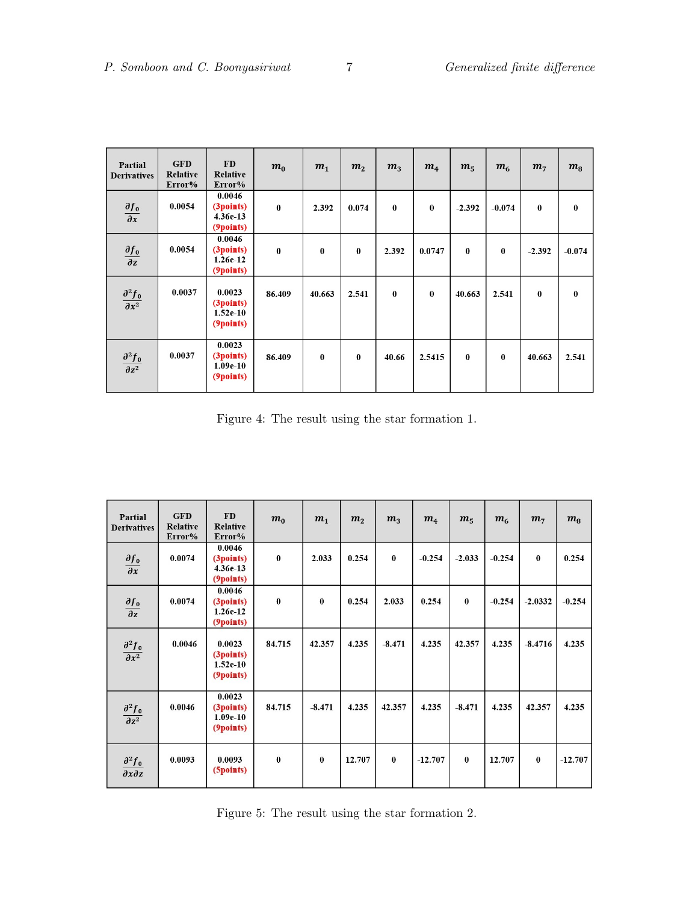| Partial Derivatives | GFD Relative Error% | FD Relative Error% | $m_0$ | $m_1$ | $m_2$ | $m_3$ | $m_4$ | $m_5$ | $m_6$ | $m_7$ | $m_8$ |
|---|---|---|---|---|---|---|---|---|---|---|---|
| $\frac{\partial f_0}{\partial x}$ | 0.0054 | 0.0046 (3points) 4.36e-13 (9points) | 0 | 2.392 | 0.074 | 0 | 0 | -2.392 | -0.074 | 0 | 0 |
| $\frac{\partial f_0}{\partial z}$ | 0.0054 | 0.0046 (3points) 1.26e-12 (9points) | 0 | 0 | 0 | 2.392 | 0.0747 | 0 | 0 | -2.392 | -0.074 |
| $\frac{\partial^2 f_0}{\partial x^2}$ | 0.0037 | 0.0023 (3points) 1.52e-10 (9points) | 86.409 | 40.663 | 2.541 | 0 | 0 | 40.663 | 2.541 | 0 | 0 |
| $\frac{\partial^2 f_0}{\partial z^2}$ | 0.0037 | 0.0023 (3points) 1.09e-10 (9points) | 86.409 | 0 | 0 | 40.66 | 2.5415 | 0 | 0 | 40.663 | 2.541 |

Figure 4: The result using the star formation 1.

| Partial Derivatives | GFD Relative Error% | FD Relative Error% | $m_0$ | $m_1$ | $m_2$ | $m_3$ | $m_4$ | $m_5$ | $m_6$ | $m_7$ | $m_8$ |
|---|---|---|---|---|---|---|---|---|---|---|---|
| $\frac{\partial f_0}{\partial x}$ | 0.0074 | 0.0046 (3points) 4.36e-13 (9points) | 0 | 2.033 | 0.254 | 0 | -0.254 | -2.033 | -0.254 | 0 | 0.254 |
| $\frac{\partial f_0}{\partial z}$ | 0.0074 | 0.0046 (3points) 1.26e-12 (9points) | 0 | 0 | 0.254 | 2.033 | 0.254 | 0 | -0.254 | -2.0332 | -0.254 |
| $\frac{\partial^2 f_0}{\partial x^2}$ | 0.0046 | 0.0023 (3points) 1.52e-10 (9points) | 84.715 | 42.357 | 4.235 | -8.471 | 4.235 | 42.357 | 4.235 | -8.4716 | 4.235 |
| $\frac{\partial^2 f_0}{\partial z^2}$ | 0.0046 | 0.0023 (3points) 1.09e-10 (9points) | 84.715 | -8.471 | 4.235 | 42.357 | 4.235 | -8.471 | 4.235 | 42.357 | 4.235 |
| $\frac{\partial^2 f_0}{\partial x \partial z}$ | 0.0093 | 0.0093 (5points) | 0 | 0 | 12.707 | 0 | -12.707 | 0 | 12.707 | 0 | -12.707 |

Figure 5: The result using the star formation 2.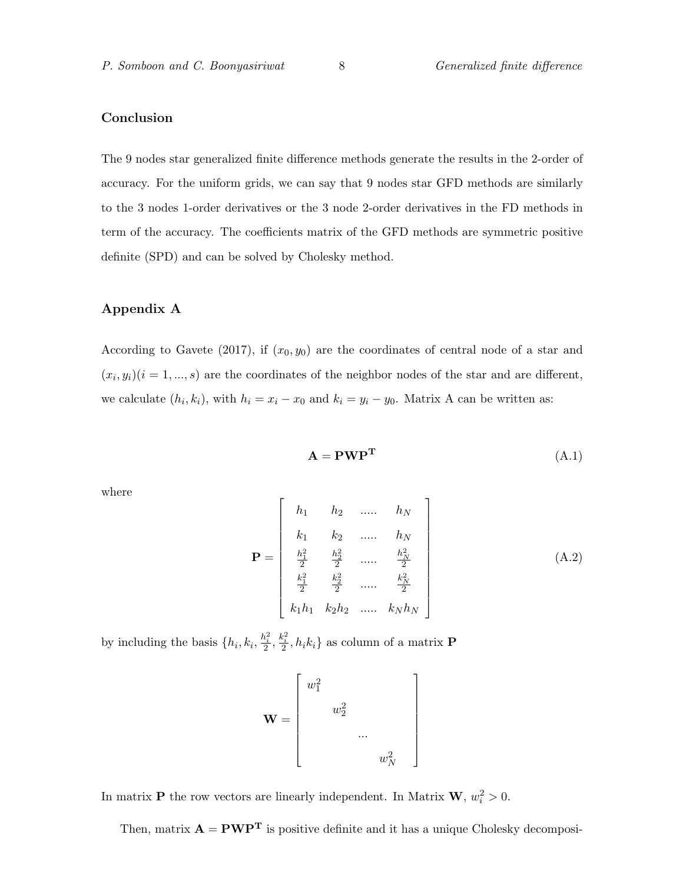## Conclusion

The 9 nodes star generalized finite difference methods generate the results in the 2-order of accuracy. For the uniform grids, we can say that 9 nodes star GFD methods are similarly to the 3 nodes 1-order derivatives or the 3 node 2-order derivatives in the FD methods in term of the accuracy. The coefficients matrix of the GFD methods are symmetric positive definite (SPD) and can be solved by Cholesky method.

## Appendix A

According to Gavete (2017), if $(x_0, y_0)$ are the coordinates of central node of a star and $(x_i, y_i)(i = 1, ..., s)$ are the coordinates of the neighbor nodes of the star and are different, we calculate $(h_i, k_i)$, with $h_i = x_i - x_0$ and $k_i = y_i - y_0$. Matrix A can be written as:

$$\mathbf{A} = \mathbf{P}\mathbf{W}\mathbf{P}^{\mathbf{T}} \tag{A.1}$$

where

$$\mathbf{P} = \begin{bmatrix} h_1 & h_2 & ..... & h_N \\ k_1 & k_2 & ..... & h_N \\ \frac{h_1^2}{2} & \frac{h_2^2}{2} & ..... & \frac{h_N^2}{2} \\ \frac{k_1^2}{2} & \frac{k_2^2}{2} & ..... & \frac{k_N^2}{2} \\ k_1 h_1 & k_2 h_2 & ..... & k_N h_N \end{bmatrix} \tag{A.2}$$

by including the basis $\{h_i, k_i, \frac{h_i^2}{2}, \frac{k_i^2}{2}, h_i k_i\}$ as column of a matrix $\mathbf{P}$

$$\mathbf{W} = \begin{bmatrix} w_1^2 & & & \\ & w_2^2 & & \\ & & ... & \\ & & & w_N^2 \end{bmatrix}$$

In matrix $\mathbf{P}$ the row vectors are linearly independent. In Matrix $\mathbf{W}$, $w_i^2 > 0$.

Then, matrix $\mathbf{A} = \mathbf{P}\mathbf{W}\mathbf{P}^{\mathbf{T}}$ is positive definite and it has a unique Cholesky decomposi-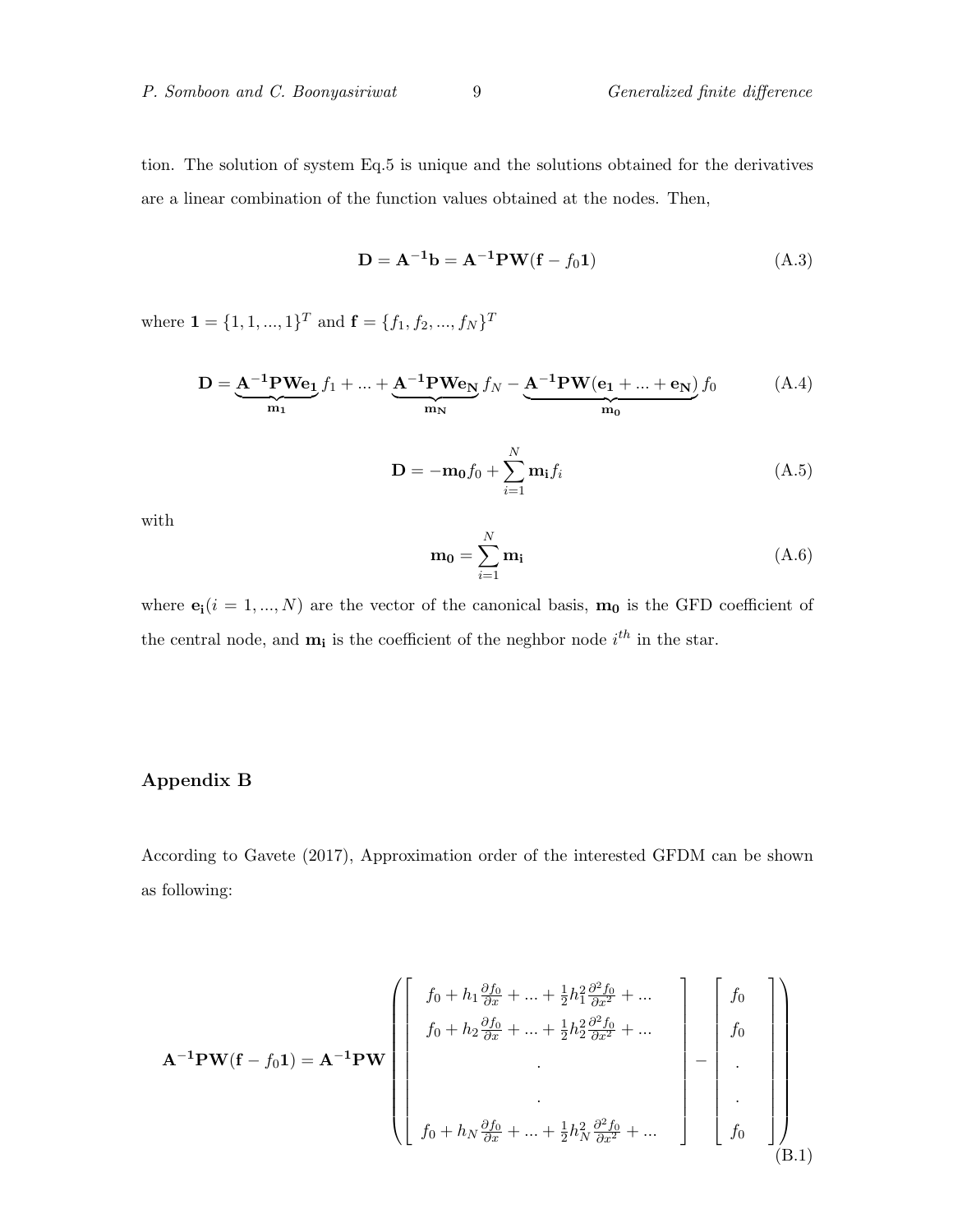tion. The solution of system Eq.5 is unique and the solutions obtained for the derivatives are a linear combination of the function values obtained at the nodes. Then,

$$\mathbf{D} = \mathbf{A^{-1}b} = \mathbf{A^{-1}PW(f} - f_0\mathbf{1}) \tag{A.3}$$

where $\mathbf{1} = \{1, 1, ..., 1\}^T$ and $\mathbf{f} = \{f_1, f_2, ..., f_N\}^T$

$$\mathbf{D} = \underbrace{\mathbf{A^{-1}PWe_1}}_{\mathbf{m_1}} f_1 + ... + \underbrace{\mathbf{A^{-1}PWe_N}}_{\mathbf{m_N}} f_N - \underbrace{\mathbf{A^{-1}PW(e_1} + ... + \mathbf{e_N})}_{\mathbf{m_0}} f_0 \tag{A.4}$$

$$\mathbf{D} = -\mathbf{m_0} f_0 + \sum_{i=1}^{N} \mathbf{m_i} f_i \tag{A.5}$$

with

$$\mathbf{m_0} = \sum_{i=1}^{N} \mathbf{m_i} \tag{A.6}$$

where $\mathbf{e_i} (i = 1, ..., N)$ are the vector of the canonical basis, $\mathbf{m_0}$ is the GFD coefficient of the central node, and $\mathbf{m_i}$ is the coefficient of the neghbor node $i^{th}$ in the star.

## Appendix B

According to Gavete (2017), Approximation order of the interested GFDM can be shown as following:

$$\mathbf{A^{-1}PW(f} - f_0\mathbf{1}) = \mathbf{A^{-1}PW} \left( \begin{bmatrix} f_0 + h_1 \frac{\partial f_0}{\partial x} + ... + \frac{1}{2} h_1^2 \frac{\partial^2 f_0}{\partial x^2} + ... \\ f_0 + h_2 \frac{\partial f_0}{\partial x} + ... + \frac{1}{2} h_2^2 \frac{\partial^2 f_0}{\partial x^2} + ... \\ . \\ . \\ f_0 + h_N \frac{\partial f_0}{\partial x} + ... + \frac{1}{2} h_N^2 \frac{\partial^2 f_0}{\partial x^2} + ... \end{bmatrix} - \begin{bmatrix} f_0 \\ f_0 \\ . \\ . \\ f_0 \end{bmatrix} \right) \tag{B.1}$$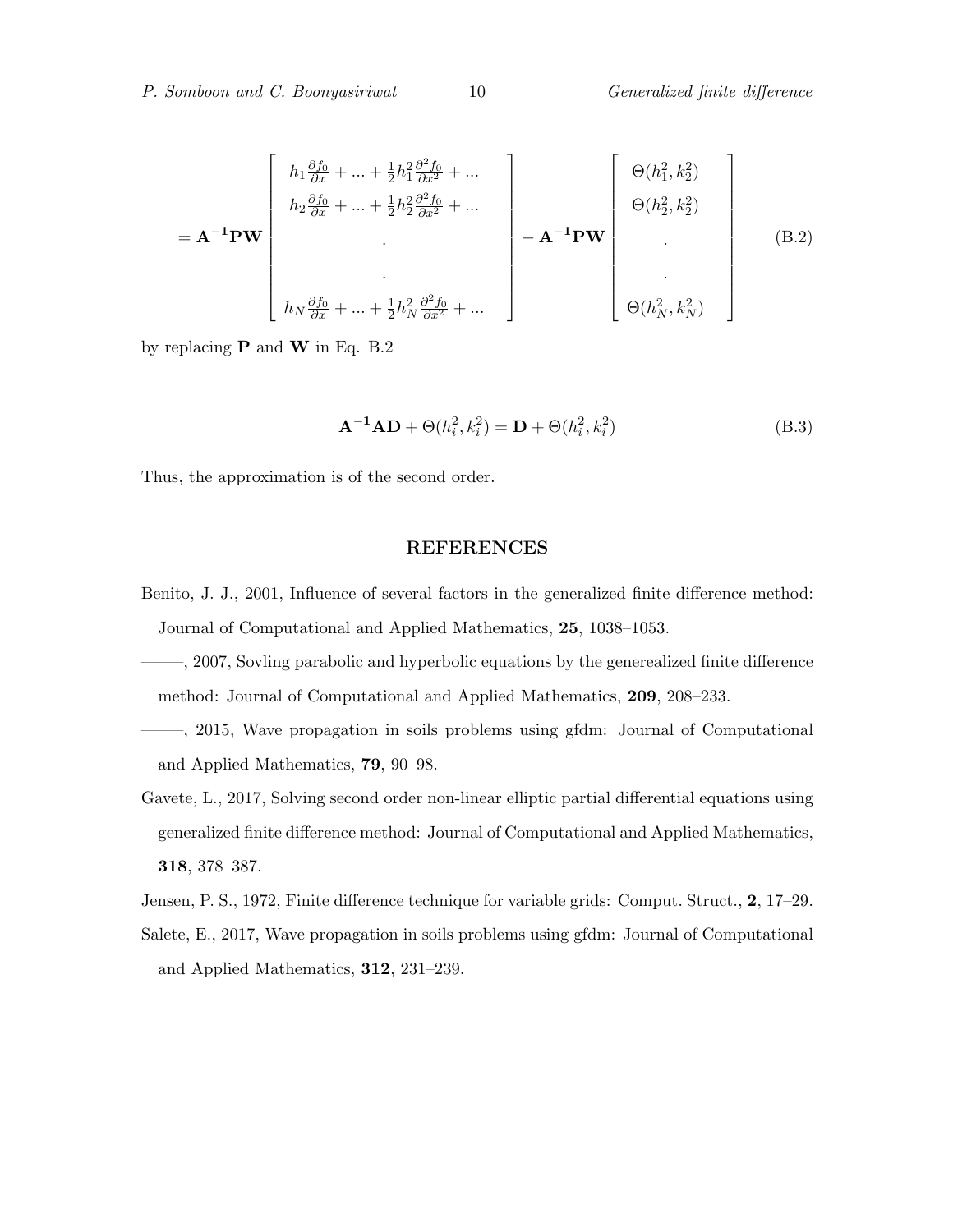$$
= \mathbf{A^{-1}PW} \begin{bmatrix} h_1 \frac{\partial f_0}{\partial x} + ... + \frac{1}{2} h_1^2 \frac{\partial^2 f_0}{\partial x^2} + ... \\ h_2 \frac{\partial f_0}{\partial x} + ... + \frac{1}{2} h_2^2 \frac{\partial^2 f_0}{\partial x^2} + ... \\ . \\ . \\ h_N \frac{\partial f_0}{\partial x} + ... + \frac{1}{2} h_N^2 \frac{\partial^2 f_0}{\partial x^2} + ... \end{bmatrix} - \mathbf{A^{-1}PW} \begin{bmatrix} \Theta(h_1^2, k_2^2) \\ \Theta(h_2^2, k_2^2) \\ . \\ . \\ \Theta(h_N^2, k_N^2) \end{bmatrix} \tag{B.2}
$$

by replacing $\mathbf{P}$ and $\mathbf{W}$ in Eq. B.2

$$
\mathbf{A^{-1}AD} + \Theta(h_i^2, k_i^2) = \mathbf{D} + \Theta(h_i^2, k_i^2) \tag{B.3}
$$

Thus, the approximation is of the second order.

## REFERENCES

Benito, J. J., 2001, Influence of several factors in the generalized finite difference method: Journal of Computational and Applied Mathematics, **25**, 1038–1053.

———, 2007, Sovling parabolic and hyperbolic equations by the generealized finite difference method: Journal of Computational and Applied Mathematics, **209**, 208–233.

———, 2015, Wave propagation in soils problems using gfdm: Journal of Computational and Applied Mathematics, **79**, 90–98.

Gavete, L., 2017, Solving second order non-linear elliptic partial differential equations using generalized finite difference method: Journal of Computational and Applied Mathematics, **318**, 378–387.

Jensen, P. S., 1972, Finite difference technique for variable grids: Comput. Struct., **2**, 17–29.

Salete, E., 2017, Wave propagation in soils problems using gfdm: Journal of Computational and Applied Mathematics, **312**, 231–239.